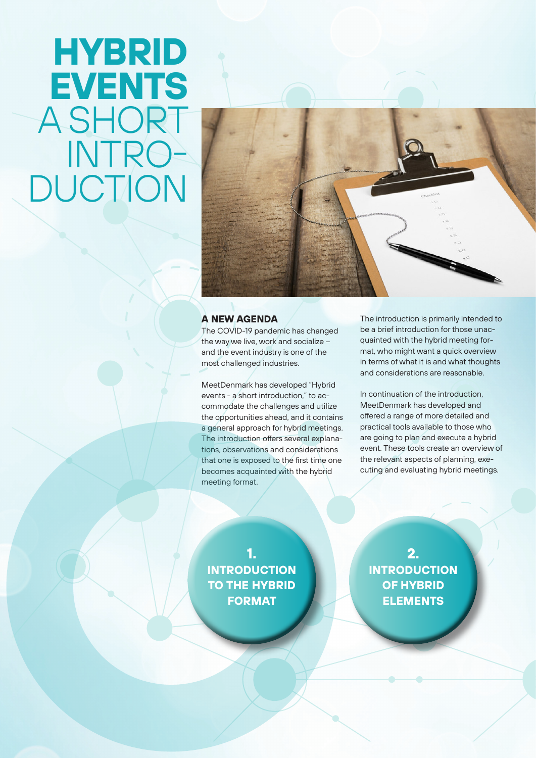# HYBRID EVENTS A SHORT INTRODUCTION

## A NEW AGENDA

The COVID-19 pandemic has changed the way we live, work and socialize – and the event industry is one of the most challenged industries.

MeetDenmark has developed "Hybrid events - a short introduction," to accommodate the challenges and utilize the opportunities ahead, and it contains a general approach for hybrid meetings. The introduction offers several explanations, observations and considerations that one is exposed to the first time one becomes acquainted with the hybrid meeting format.

The introduction is primarily intended to be a brief introduction for those unacquainted with the hybrid meeting format, who might want a quick overview in terms of what it is and what thoughts and considerations are reasonable.

In continuation of the introduction, MeetDenmark has developed and offered a range of more detailed and practical tools available to those who are going to plan and execute a hybrid event. These tools create an overview of the relevant aspects of planning, executing and evaluating hybrid meetings.

**1. INTRODUCTION TO THE HYBRID FORMAT**

**2. INTRODUCTION OF HYBRID ELEMENTS**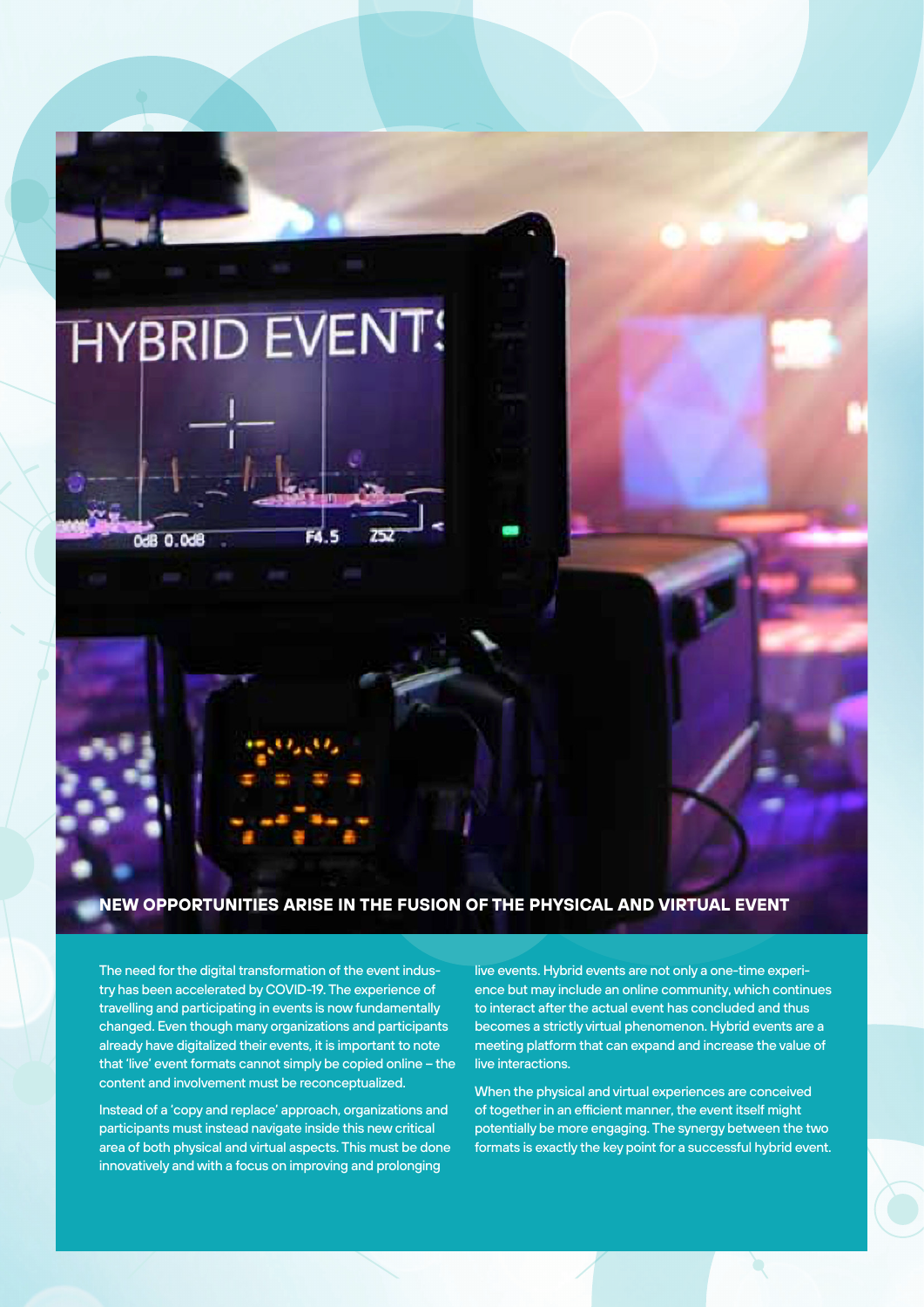## NEW OPPORTUNITIES ARISE IN THE FUSION OF THE PHYSICAL AND VIRTUAL EVENT

The need for the digital transformation of the event industry has been accelerated by COVID-19. The experience of travelling and participating in events is now fundamentally changed. Even though many organizations and participants already have digitalized their events, it is important to note that 'live' event formats cannot simply be copied online – the content and involvement must be reconceptualized.

Instead of a 'copy and replace' approach, organizations and participants must instead navigate inside this new critical area of both physical and virtual aspects. This must be done innovatively and with a focus on improving and prolonging live events. Hybrid events are not only a one-time experience but may include an online community, which continues to interact after the actual event has concluded and thus becomes a strictly virtual phenomenon. Hybrid events are a meeting platform that can expand and increase the value of live interactions.

When the physical and virtual experiences are conceived of together in an efficient manner, the event itself might potentially be more engaging. The synergy between the two formats is exactly the key point for a successful hybrid event.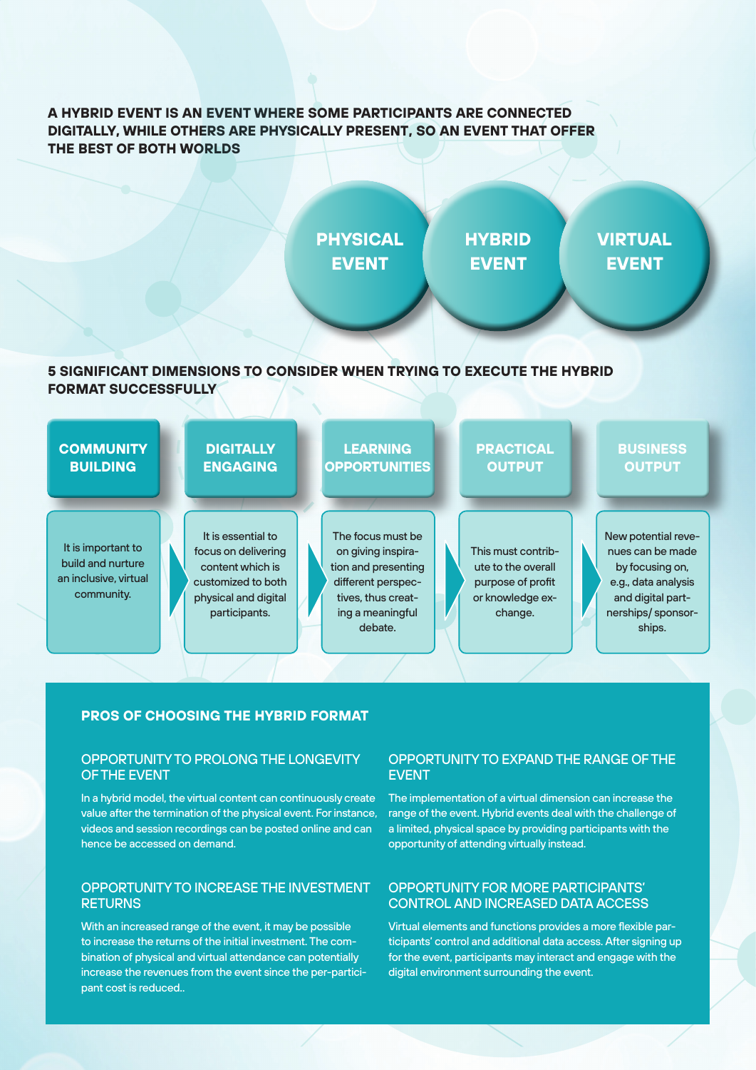**A HYBRID EVENT IS AN EVENT WHERE SOME PARTICIPANTS ARE CONNECTED DIGITALLY, WHILE OTHERS ARE PHYSICALLY PRESENT, SO AN EVENT THAT OFFER THE BEST OF BOTH WORLDS**

PHYSICAL EVENT

HYBRID EVENT

VIRTUAL EVENT

**5 SIGNIFICANT DIMENSIONS TO CONSIDER WHEN TRYING TO EXECUTE THE HYBRID FORMAT SUCCESSFULLY**

| COMMUNITY BUILDING | DIGITALLY ENGAGING | LEARNING OPPORTUNITIES | PRACTICAL OUTPUT | BUSINESS OUTPUT |
| --- | --- | --- | --- | --- |
| It is important to build and nurture an inclusive, virtual community. | It is essential to focus on delivering content which is customized to both physical and digital participants. | The focus must be on giving inspiration and presenting different perspectives, thus creating a meaningful debate. | This must contribute to the overall purpose of profit or knowledge exchange. | New potential revenues can be made by focusing on, e.g., data analysis and digital partnerships/ sponsorships. |

## PROS OF CHOOSING THE HYBRID FORMAT

### OPPORTUNITY TO PROLONG THE LONGEVITY OF THE EVENT

In a hybrid model, the virtual content can continuously create value after the termination of the physical event. For instance, videos and session recordings can be posted online and can hence be accessed on demand.

### OPPORTUNITY TO INCREASE THE INVESTMENT RETURNS

With an increased range of the event, it may be possible to increase the returns of the initial investment. The combination of physical and virtual attendance can potentially increase the revenues from the event since the per-participant cost is reduced..

### OPPORTUNITY TO EXPAND THE RANGE OF THE EVENT

The implementation of a virtual dimension can increase the range of the event. Hybrid events deal with the challenge of a limited, physical space by providing participants with the opportunity of attending virtually instead.

### OPPORTUNITY FOR MORE PARTICIPANTS' CONTROL AND INCREASED DATA ACCESS

Virtual elements and functions provides a more flexible participants' control and additional data access. After signing up for the event, participants may interact and engage with the digital environment surrounding the event.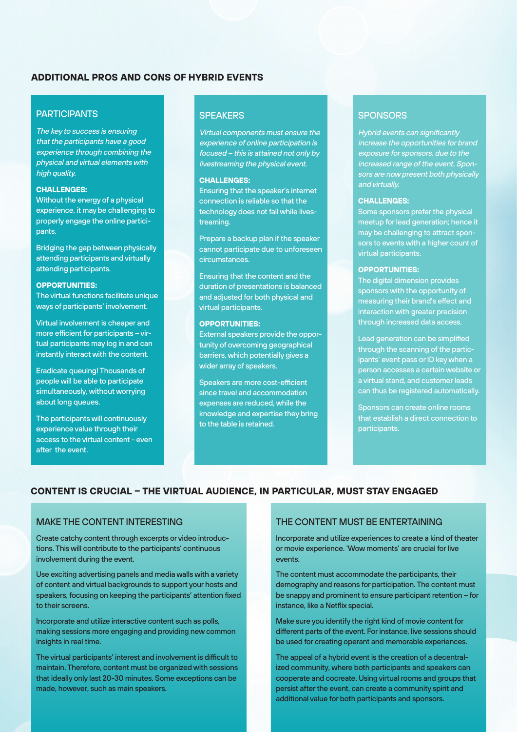## ADDITIONAL PROS AND CONS OF HYBRID EVENTS

### PARTICIPANTS

*The key to success is ensuring that the participants have a good experience through combining the physical and virtual elements with high quality.*

**CHALLENGES:**

Without the energy of a physical experience, it may be challenging to properly engage the online participants.

Bridging the gap between physically attending participants and virtually attending participants.

**OPPORTUNITIES:**

The virtual functions facilitate unique ways of participants' involvement.

Virtual involvement is cheaper and more efficient for participants – virtual participants may log in and can instantly interact with the content.

Eradicate queuing! Thousands of people will be able to participate simultaneously, without worrying about long queues.

The participants will continuously experience value through their access to the virtual content - even after the event.

### SPEAKERS

*Virtual components must ensure the experience of online participation is focused – this is attained not only by livestreaming the physical event.*

**CHALLENGES:**

Ensuring that the speaker's internet connection is reliable so that the technology does not fail while livestreaming.

Prepare a backup plan if the speaker cannot participate due to unforeseen circumstances.

Ensuring that the content and the duration of presentations is balanced and adjusted for both physical and virtual participants.

**OPPORTUNITIES:**

External speakers provide the opportunity of overcoming geographical barriers, which potentially gives a wider array of speakers.

Speakers are more cost-efficient since travel and accommodation expenses are reduced, while the knowledge and expertise they bring to the table is retained.

### SPONSORS

*Hybrid events can significantly increase the opportunities for brand exposure for sponsors, due to the increased range of the event. Sponsors are now present both physically and virtually.*

**CHALLENGES:**

Some sponsors prefer the physical meetup for lead generation; hence it may be challenging to attract sponsors to events with a higher count of virtual participants.

**OPPORTUNITIES:**

The digital dimension provides sponsors with the opportunity of measuring their brand's effect and interaction with greater precision through increased data access.

Lead generation can be simplified through the scanning of the participants' event pass or ID key when a person accesses a certain website or a virtual stand, and customer leads can thus be registered automatically.

Sponsors can create online rooms that establish a direct connection to participants.

## CONTENT IS CRUCIAL – THE VIRTUAL AUDIENCE, IN PARTICULAR, MUST STAY ENGAGED

### MAKE THE CONTENT INTERESTING

Create catchy content through excerpts or video introductions. This will contribute to the participants' continuous involvement during the event.

Use exciting advertising panels and media walls with a variety of content and virtual backgrounds to support your hosts and speakers, focusing on keeping the participants' attention fixed to their screens.

Incorporate and utilize interactive content such as polls, making sessions more engaging and providing new common insights in real time.

The virtual participants' interest and involvement is difficult to maintain. Therefore, content must be organized with sessions that ideally only last 20-30 minutes. Some exceptions can be made, however, such as main speakers.

### THE CONTENT MUST BE ENTERTAINING

Incorporate and utilize experiences to create a kind of theater or movie experience. 'Wow moments' are crucial for live events.

The content must accommodate the participants, their demography and reasons for participation. The content must be snappy and prominent to ensure participant retention – for instance, like a Netflix special.

Make sure you identify the right kind of movie content for different parts of the event. For instance, live sessions should be used for creating operant and memorable experiences.

The appeal of a hybrid event is the creation of a decentralized community, where both participants and speakers can cooperate and cocreate. Using virtual rooms and groups that persist after the event, can create a community spirit and additional value for both participants and sponsors.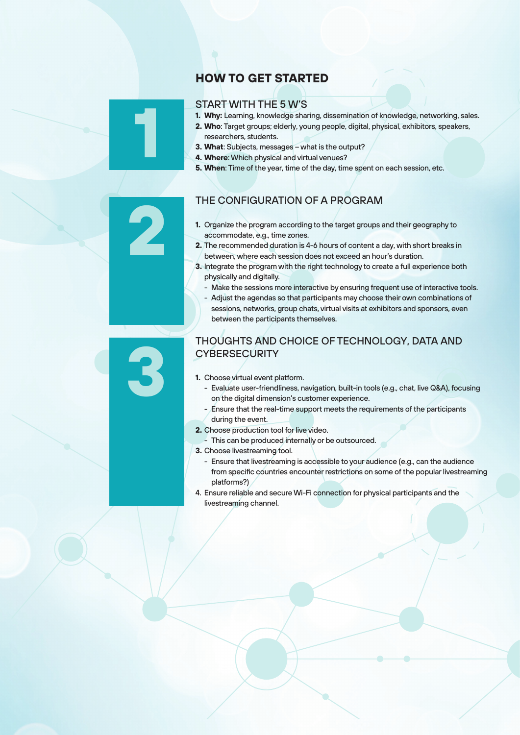# HOW TO GET STARTED

## 1

### START WITH THE 5 W'S

1. **Why:** Learning, knowledge sharing, dissemination of knowledge, networking, sales.
2. **Who**: Target groups; elderly, young people, digital, physical, exhibitors, speakers, researchers, students.
3. **What**: Subjects, messages – what is the output?
4. **Where**: Which physical and virtual venues?
5. **When**: Time of the year, time of the day, time spent on each session, etc.

## 2

### THE CONFIGURATION OF A PROGRAM

1. Organize the program according to the target groups and their geography to accommodate, e.g., time zones.
2. The recommended duration is 4-6 hours of content a day, with short breaks in between, where each session does not exceed an hour's duration.
3. Integrate the program with the right technology to create a full experience both physically and digitally.
   - Make the sessions more interactive by ensuring frequent use of interactive tools.
   - Adjust the agendas so that participants may choose their own combinations of sessions, networks, group chats, virtual visits at exhibitors and sponsors, even between the participants themselves.

## 3

### THOUGHTS AND CHOICE OF TECHNOLOGY, DATA AND CYBERSECURITY

1. Choose virtual event platform.
   - Evaluate user-friendliness, navigation, built-in tools (e.g., chat, live Q&A), focusing on the digital dimension's customer experience.
   - Ensure that the real-time support meets the requirements of the participants during the event.
2. Choose production tool for live video.
   - This can be produced internally or be outsourced.
3. Choose livestreaming tool.
   - Ensure that livestreaming is accessible to your audience (e.g., can the audience from specific countries encounter restrictions on some of the popular livestreaming platforms?)
4. Ensure reliable and secure Wi-Fi connection for physical participants and the livestreaming channel.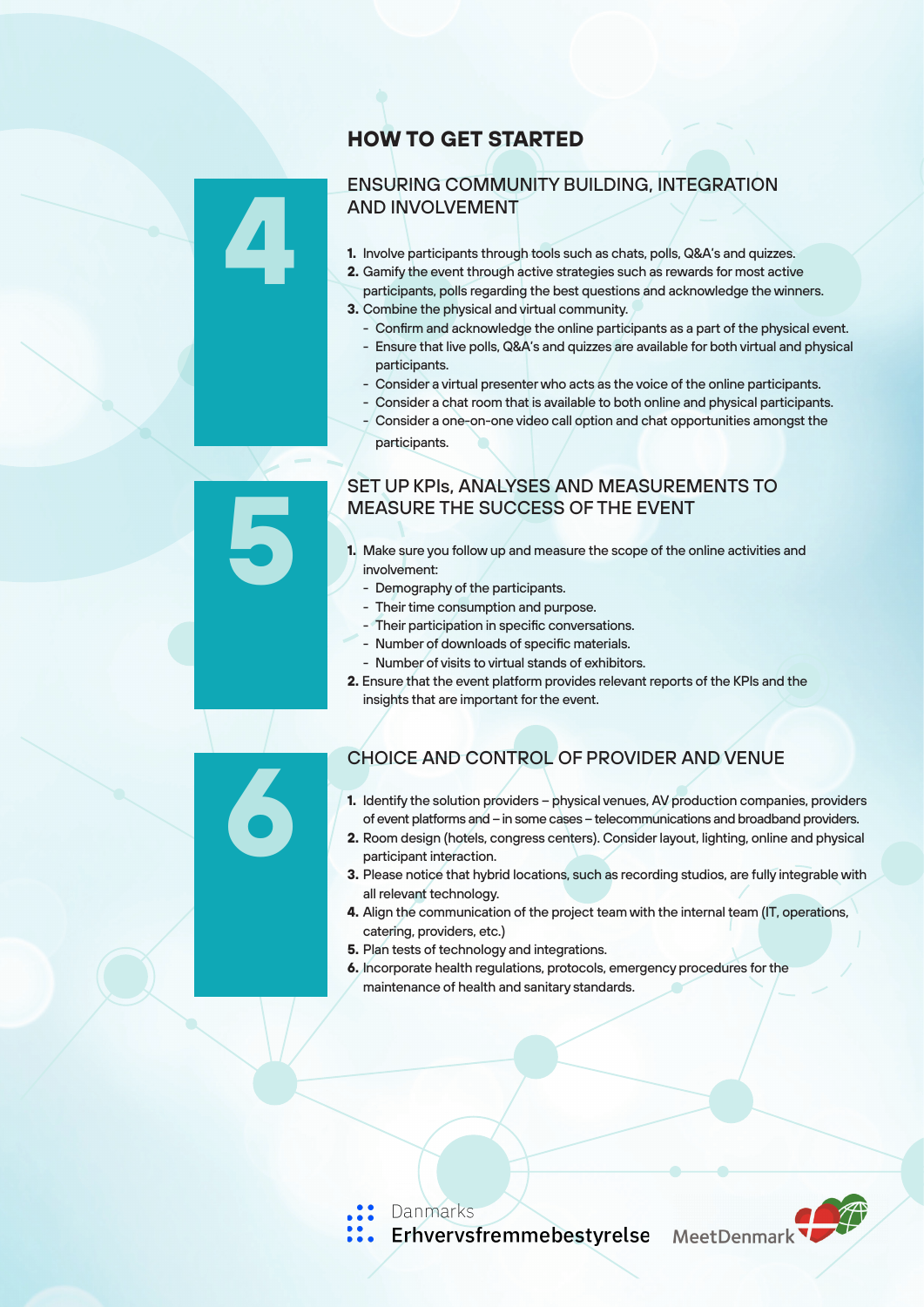## HOW TO GET STARTED

### 4

### ENSURING COMMUNITY BUILDING, INTEGRATION AND INVOLVEMENT

1. Involve participants through tools such as chats, polls, Q&A's and quizzes.
2. Gamify the event through active strategies such as rewards for most active participants, polls regarding the best questions and acknowledge the winners.
3. Combine the physical and virtual community.
   - Confirm and acknowledge the online participants as a part of the physical event.
   - Ensure that live polls, Q&A's and quizzes are available for both virtual and physical participants.
   - Consider a virtual presenter who acts as the voice of the online participants.
   - Consider a chat room that is available to both online and physical participants.
   - Consider a one-on-one video call option and chat opportunities amongst the participants.

### 5

### SET UP KPIs, ANALYSES AND MEASUREMENTS TO MEASURE THE SUCCESS OF THE EVENT

1. Make sure you follow up and measure the scope of the online activities and involvement:
   - Demography of the participants.
   - Their time consumption and purpose.
   - Their participation in specific conversations.
   - Number of downloads of specific materials.
   - Number of visits to virtual stands of exhibitors.
2. Ensure that the event platform provides relevant reports of the KPIs and the insights that are important for the event.

### 6

### CHOICE AND CONTROL OF PROVIDER AND VENUE

1. Identify the solution providers – physical venues, AV production companies, providers of event platforms and – in some cases – telecommunications and broadband providers.
2. Room design (hotels, congress centers). Consider layout, lighting, online and physical participant interaction.
3. Please notice that hybrid locations, such as recording studios, are fully integrable with all relevant technology.
4. Align the communication of the project team with the internal team (IT, operations, catering, providers, etc.)
5. Plan tests of technology and integrations.
6. Incorporate health regulations, protocols, emergency procedures for the maintenance of health and sanitary standards.

Danmarks Erhvervsfremmebestyrelse

MeetDenmark